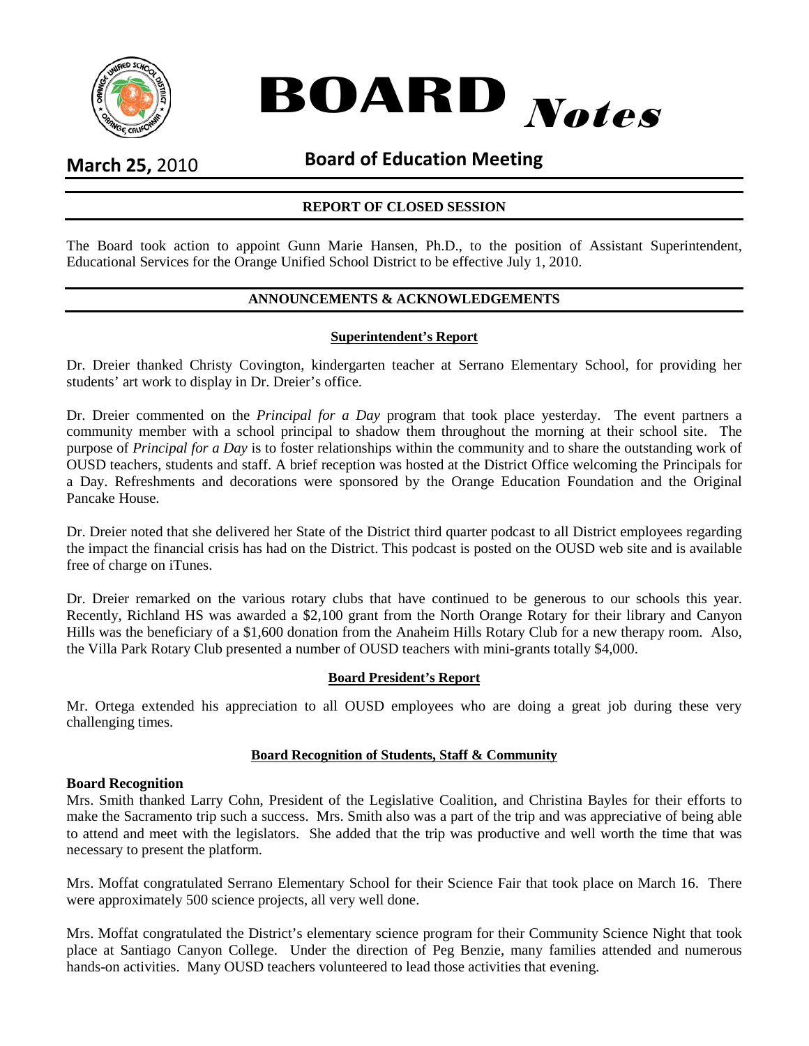# BOARD *Notes*

**March 25,** 2010 **Board of Education Meeting**

## REPORT OF CLOSED SESSION

The Board took action to appoint Gunn Marie Hansen, Ph.D., to the position of Assistant Superintendent, Educational Services for the Orange Unified School District to be effective July 1, 2010.

## ANNOUNCEMENTS & ACKNOWLEDGEMENTS

### Superintendent's Report

Dr. Dreier thanked Christy Covington, kindergarten teacher at Serrano Elementary School, for providing her students' art work to display in Dr. Dreier's office.

Dr. Dreier commented on the *Principal for a Day* program that took place yesterday. The event partners a community member with a school principal to shadow them throughout the morning at their school site. The purpose of *Principal for a Day* is to foster relationships within the community and to share the outstanding work of OUSD teachers, students and staff. A brief reception was hosted at the District Office welcoming the Principals for a Day. Refreshments and decorations were sponsored by the Orange Education Foundation and the Original Pancake House.

Dr. Dreier noted that she delivered her State of the District third quarter podcast to all District employees regarding the impact the financial crisis has had on the District. This podcast is posted on the OUSD web site and is available free of charge on iTunes.

Dr. Dreier remarked on the various rotary clubs that have continued to be generous to our schools this year. Recently, Richland HS was awarded a $2,100 grant from the North Orange Rotary for their library and Canyon Hills was the beneficiary of a $1,600 donation from the Anaheim Hills Rotary Club for a new therapy room. Also, the Villa Park Rotary Club presented a number of OUSD teachers with mini-grants totally $4,000.

### Board President's Report

Mr. Ortega extended his appreciation to all OUSD employees who are doing a great job during these very challenging times.

### Board Recognition of Students, Staff & Community

**Board Recognition**

Mrs. Smith thanked Larry Cohn, President of the Legislative Coalition, and Christina Bayles for their efforts to make the Sacramento trip such a success. Mrs. Smith also was a part of the trip and was appreciative of being able to attend and meet with the legislators. She added that the trip was productive and well worth the time that was necessary to present the platform.

Mrs. Moffat congratulated Serrano Elementary School for their Science Fair that took place on March 16. There were approximately 500 science projects, all very well done.

Mrs. Moffat congratulated the District's elementary science program for their Community Science Night that took place at Santiago Canyon College. Under the direction of Peg Benzie, many families attended and numerous hands-on activities. Many OUSD teachers volunteered to lead those activities that evening.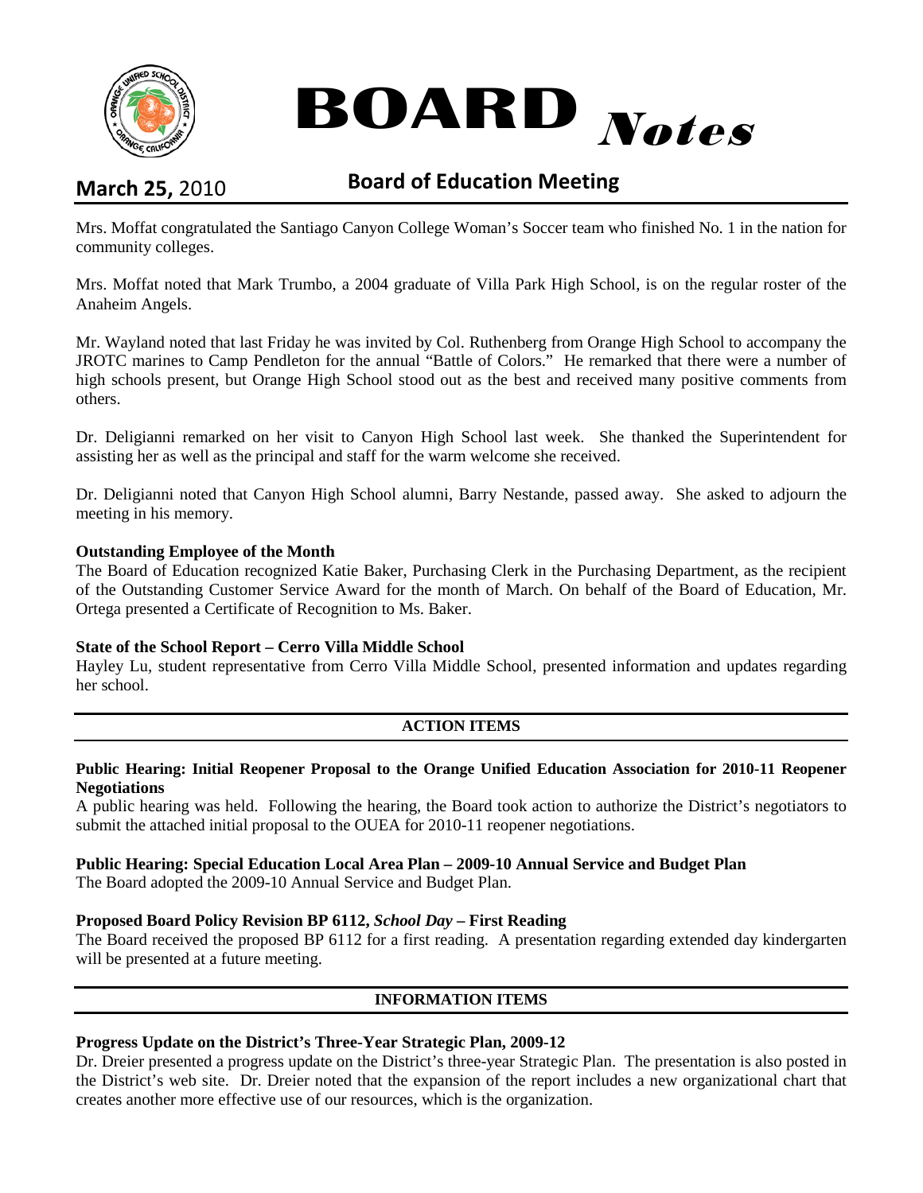# BOARD *Notes*

**March 25,** 2010

## Board of Education Meeting

Mrs. Moffat congratulated the Santiago Canyon College Woman's Soccer team who finished No. 1 in the nation for community colleges.

Mrs. Moffat noted that Mark Trumbo, a 2004 graduate of Villa Park High School, is on the regular roster of the Anaheim Angels.

Mr. Wayland noted that last Friday he was invited by Col. Ruthenberg from Orange High School to accompany the JROTC marines to Camp Pendleton for the annual "Battle of Colors." He remarked that there were a number of high schools present, but Orange High School stood out as the best and received many positive comments from others.

Dr. Deligianni remarked on her visit to Canyon High School last week. She thanked the Superintendent for assisting her as well as the principal and staff for the warm welcome she received.

Dr. Deligianni noted that Canyon High School alumni, Barry Nestande, passed away. She asked to adjourn the meeting in his memory.

**Outstanding Employee of the Month**
The Board of Education recognized Katie Baker, Purchasing Clerk in the Purchasing Department, as the recipient of the Outstanding Customer Service Award for the month of March. On behalf of the Board of Education, Mr. Ortega presented a Certificate of Recognition to Ms. Baker.

**State of the School Report – Cerro Villa Middle School**
Hayley Lu, student representative from Cerro Villa Middle School, presented information and updates regarding her school.

## ACTION ITEMS

**Public Hearing: Initial Reopener Proposal to the Orange Unified Education Association for 2010-11 Reopener Negotiations**
A public hearing was held. Following the hearing, the Board took action to authorize the District's negotiators to submit the attached initial proposal to the OUEA for 2010-11 reopener negotiations.

**Public Hearing: Special Education Local Area Plan – 2009-10 Annual Service and Budget Plan**
The Board adopted the 2009-10 Annual Service and Budget Plan.

**Proposed Board Policy Revision BP 6112, *School Day* – First Reading**
The Board received the proposed BP 6112 for a first reading. A presentation regarding extended day kindergarten will be presented at a future meeting.

## INFORMATION ITEMS

**Progress Update on the District's Three-Year Strategic Plan, 2009-12**
Dr. Dreier presented a progress update on the District's three-year Strategic Plan. The presentation is also posted in the District's web site. Dr. Dreier noted that the expansion of the report includes a new organizational chart that creates another more effective use of our resources, which is the organization.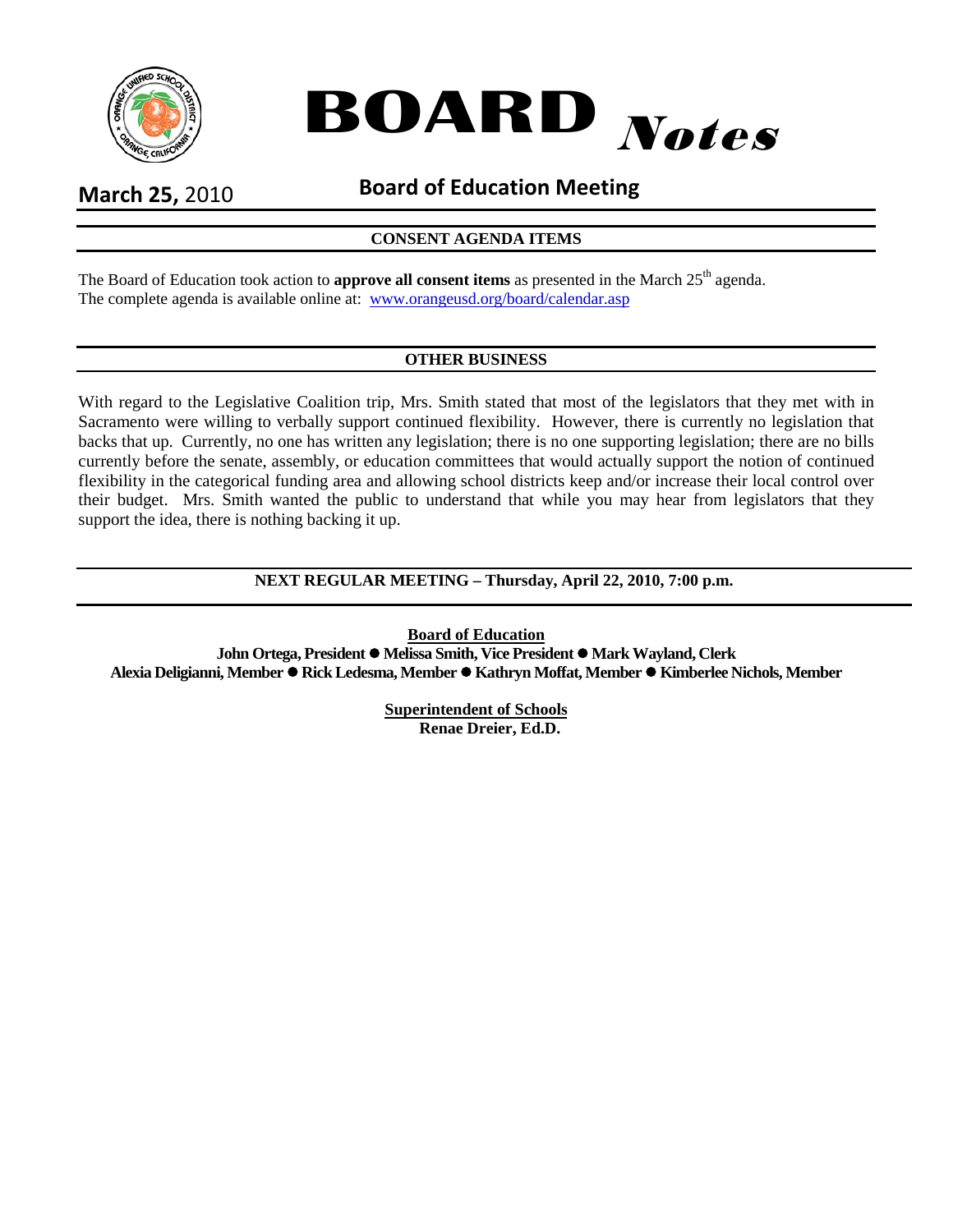# BOARD *Notes*

**March 25,** 2010 **Board of Education Meeting**

## CONSENT AGENDA ITEMS

The Board of Education took action to **approve all consent items** as presented in the March 25th agenda. The complete agenda is available online at: www.orangeusd.org/board/calendar.asp

## OTHER BUSINESS

With regard to the Legislative Coalition trip, Mrs. Smith stated that most of the legislators that they met with in Sacramento were willing to verbally support continued flexibility. However, there is currently no legislation that backs that up. Currently, no one has written any legislation; there is no one supporting legislation; there are no bills currently before the senate, assembly, or education committees that would actually support the notion of continued flexibility in the categorical funding area and allowing school districts keep and/or increase their local control over their budget. Mrs. Smith wanted the public to understand that while you may hear from legislators that they support the idea, there is nothing backing it up.

**NEXT REGULAR MEETING – Thursday, April 22, 2010, 7:00 p.m.**

**Board of Education**

**John Ortega, President ● Melissa Smith, Vice President ● Mark Wayland, Clerk**
**Alexia Deligianni, Member ● Rick Ledesma, Member ● Kathryn Moffat, Member ● Kimberlee Nichols, Member**

**Superintendent of Schools**
**Renae Dreier, Ed.D.**